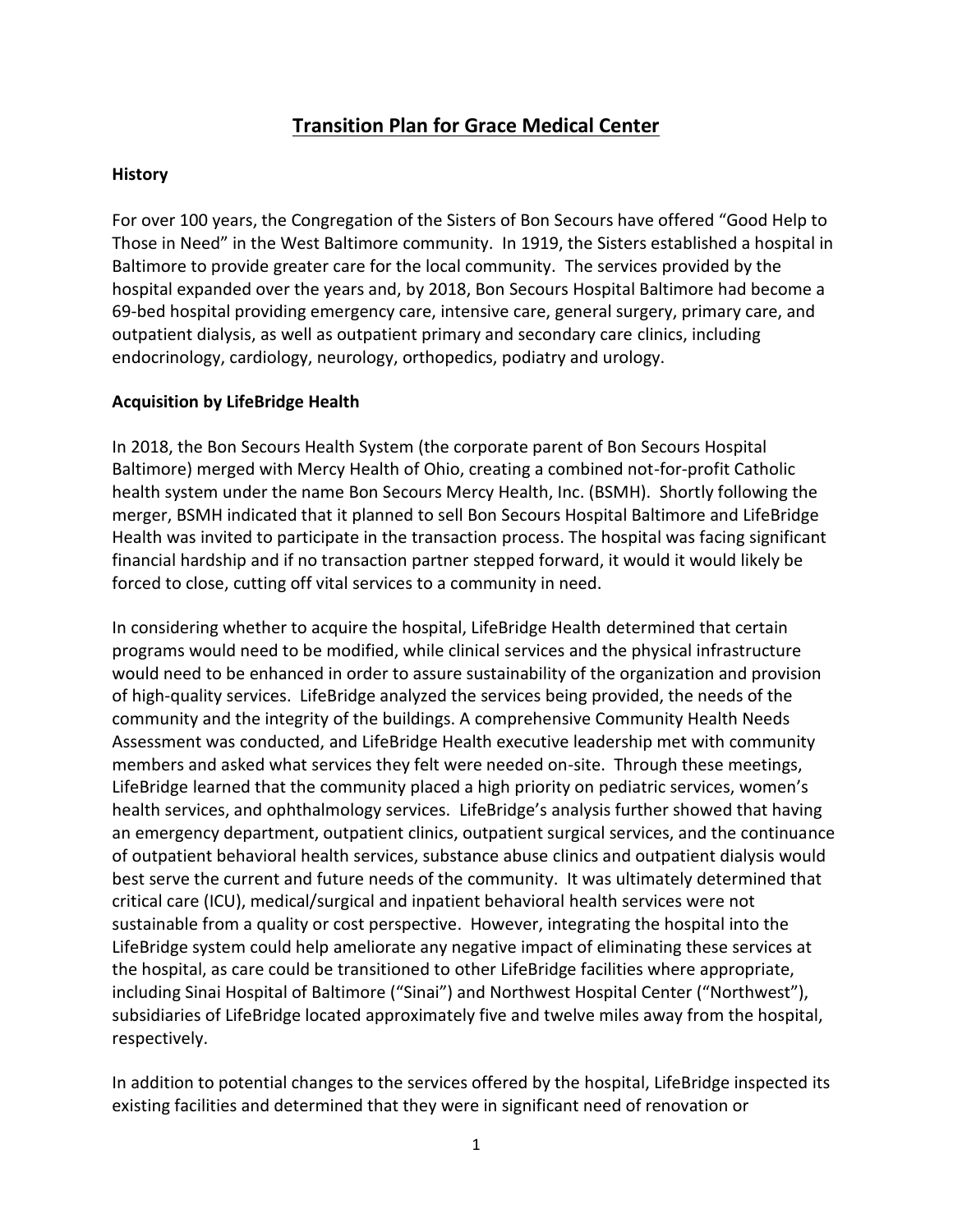# Transition Plan for Grace Medical Center

## History

For over 100 years, the Congregation of the Sisters of Bon Secours have offered "Good Help to Those in Need" in the West Baltimore community. In 1919, the Sisters established a hospital in Baltimore to provide greater care for the local community. The services provided by the hospital expanded over the years and, by 2018, Bon Secours Hospital Baltimore had become a 69-bed hospital providing emergency care, intensive care, general surgery, primary care, and outpatient dialysis, as well as outpatient primary and secondary care clinics, including endocrinology, cardiology, neurology, orthopedics, podiatry and urology.

## Acquisition by LifeBridge Health

In 2018, the Bon Secours Health System (the corporate parent of Bon Secours Hospital Baltimore) merged with Mercy Health of Ohio, creating a combined not-for-profit Catholic health system under the name Bon Secours Mercy Health, Inc. (BSMH). Shortly following the merger, BSMH indicated that it planned to sell Bon Secours Hospital Baltimore and LifeBridge Health was invited to participate in the transaction process. The hospital was facing significant financial hardship and if no transaction partner stepped forward, it would it would likely be forced to close, cutting off vital services to a community in need.

In considering whether to acquire the hospital, LifeBridge Health determined that certain programs would need to be modified, while clinical services and the physical infrastructure would need to be enhanced in order to assure sustainability of the organization and provision of high-quality services. LifeBridge analyzed the services being provided, the needs of the community and the integrity of the buildings. A comprehensive Community Health Needs Assessment was conducted, and LifeBridge Health executive leadership met with community members and asked what services they felt were needed on-site. Through these meetings, LifeBridge learned that the community placed a high priority on pediatric services, women's health services, and ophthalmology services. LifeBridge's analysis further showed that having an emergency department, outpatient clinics, outpatient surgical services, and the continuance of outpatient behavioral health services, substance abuse clinics and outpatient dialysis would best serve the current and future needs of the community. It was ultimately determined that critical care (ICU), medical/surgical and inpatient behavioral health services were not sustainable from a quality or cost perspective. However, integrating the hospital into the LifeBridge system could help ameliorate any negative impact of eliminating these services at the hospital, as care could be transitioned to other LifeBridge facilities where appropriate, including Sinai Hospital of Baltimore ("Sinai") and Northwest Hospital Center ("Northwest"), subsidiaries of LifeBridge located approximately five and twelve miles away from the hospital, respectively.

In addition to potential changes to the services offered by the hospital, LifeBridge inspected its existing facilities and determined that they were in significant need of renovation or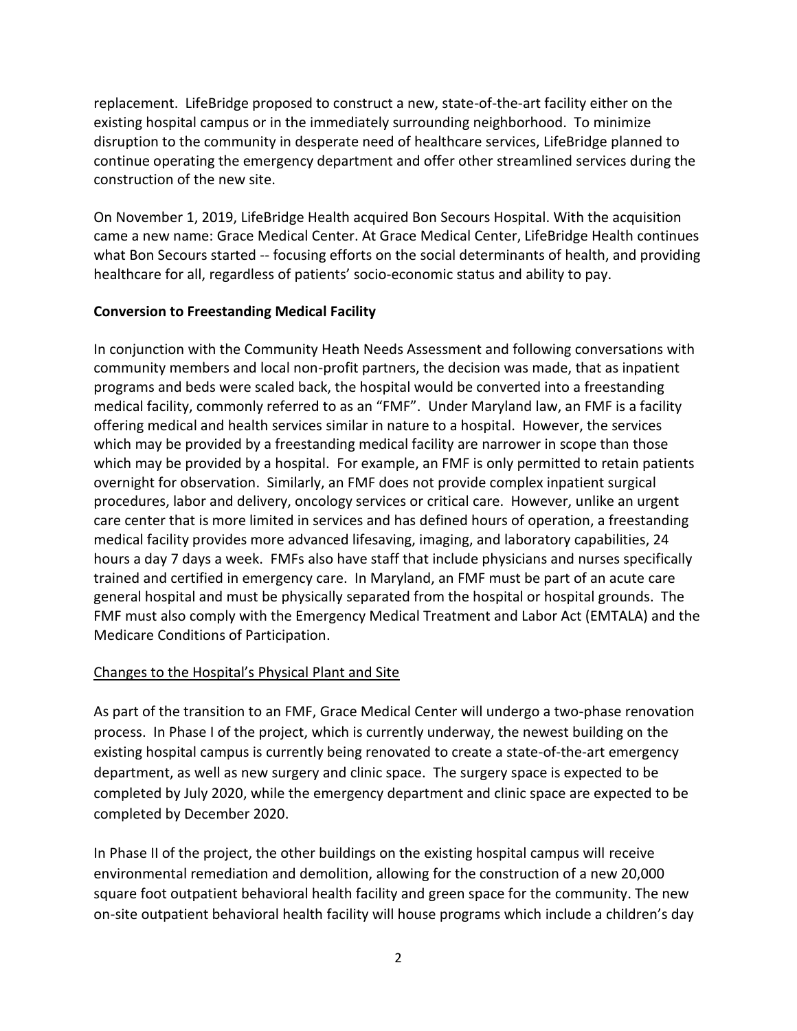replacement. LifeBridge proposed to construct a new, state-of-the-art facility either on the existing hospital campus or in the immediately surrounding neighborhood. To minimize disruption to the community in desperate need of healthcare services, LifeBridge planned to continue operating the emergency department and offer other streamlined services during the construction of the new site.

On November 1, 2019, LifeBridge Health acquired Bon Secours Hospital. With the acquisition came a new name: Grace Medical Center. At Grace Medical Center, LifeBridge Health continues what Bon Secours started -- focusing efforts on the social determinants of health, and providing healthcare for all, regardless of patients' socio-economic status and ability to pay.

**Conversion to Freestanding Medical Facility**

In conjunction with the Community Heath Needs Assessment and following conversations with community members and local non-profit partners, the decision was made, that as inpatient programs and beds were scaled back, the hospital would be converted into a freestanding medical facility, commonly referred to as an "FMF". Under Maryland law, an FMF is a facility offering medical and health services similar in nature to a hospital. However, the services which may be provided by a freestanding medical facility are narrower in scope than those which may be provided by a hospital. For example, an FMF is only permitted to retain patients overnight for observation. Similarly, an FMF does not provide complex inpatient surgical procedures, labor and delivery, oncology services or critical care. However, unlike an urgent care center that is more limited in services and has defined hours of operation, a freestanding medical facility provides more advanced lifesaving, imaging, and laboratory capabilities, 24 hours a day 7 days a week. FMFs also have staff that include physicians and nurses specifically trained and certified in emergency care. In Maryland, an FMF must be part of an acute care general hospital and must be physically separated from the hospital or hospital grounds. The FMF must also comply with the Emergency Medical Treatment and Labor Act (EMTALA) and the Medicare Conditions of Participation.

<u>Changes to the Hospital's Physical Plant and Site</u>

As part of the transition to an FMF, Grace Medical Center will undergo a two-phase renovation process. In Phase I of the project, which is currently underway, the newest building on the existing hospital campus is currently being renovated to create a state-of-the-art emergency department, as well as new surgery and clinic space. The surgery space is expected to be completed by July 2020, while the emergency department and clinic space are expected to be completed by December 2020.

In Phase II of the project, the other buildings on the existing hospital campus will receive environmental remediation and demolition, allowing for the construction of a new 20,000 square foot outpatient behavioral health facility and green space for the community. The new on-site outpatient behavioral health facility will house programs which include a children's day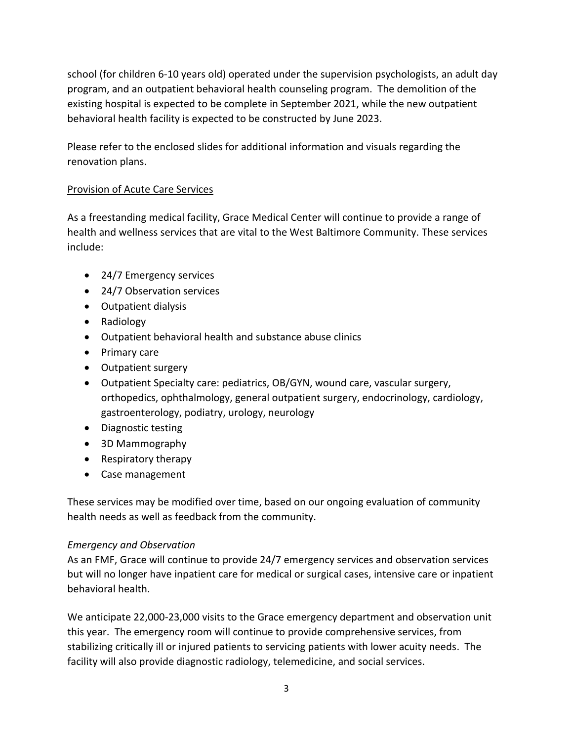school (for children 6-10 years old) operated under the supervision psychologists, an adult day program, and an outpatient behavioral health counseling program. The demolition of the existing hospital is expected to be complete in September 2021, while the new outpatient behavioral health facility is expected to be constructed by June 2023.

Please refer to the enclosed slides for additional information and visuals regarding the renovation plans.

<u>Provision of Acute Care Services</u>

As a freestanding medical facility, Grace Medical Center will continue to provide a range of health and wellness services that are vital to the West Baltimore Community. These services include:

- 24/7 Emergency services
- 24/7 Observation services
- Outpatient dialysis
- Radiology
- Outpatient behavioral health and substance abuse clinics
- Primary care
- Outpatient surgery
- Outpatient Specialty care: pediatrics, OB/GYN, wound care, vascular surgery, orthopedics, ophthalmology, general outpatient surgery, endocrinology, cardiology, gastroenterology, podiatry, urology, neurology
- Diagnostic testing
- 3D Mammography
- Respiratory therapy
- Case management

These services may be modified over time, based on our ongoing evaluation of community health needs as well as feedback from the community.

*Emergency and Observation*

As an FMF, Grace will continue to provide 24/7 emergency services and observation services but will no longer have inpatient care for medical or surgical cases, intensive care or inpatient behavioral health.

We anticipate 22,000-23,000 visits to the Grace emergency department and observation unit this year. The emergency room will continue to provide comprehensive services, from stabilizing critically ill or injured patients to servicing patients with lower acuity needs. The facility will also provide diagnostic radiology, telemedicine, and social services.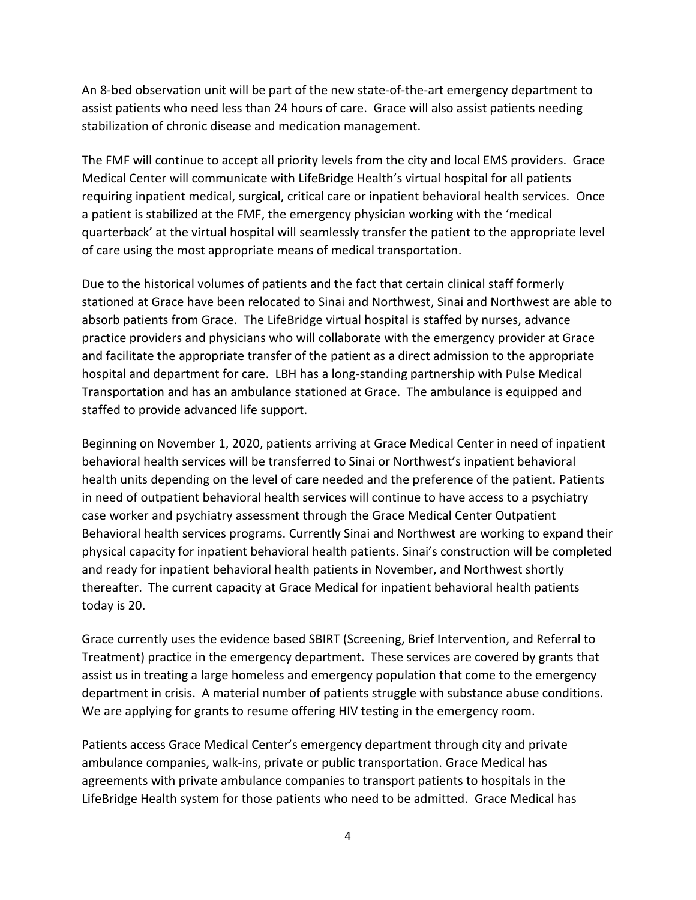An 8-bed observation unit will be part of the new state-of-the-art emergency department to assist patients who need less than 24 hours of care. Grace will also assist patients needing stabilization of chronic disease and medication management.

The FMF will continue to accept all priority levels from the city and local EMS providers. Grace Medical Center will communicate with LifeBridge Health's virtual hospital for all patients requiring inpatient medical, surgical, critical care or inpatient behavioral health services. Once a patient is stabilized at the FMF, the emergency physician working with the 'medical quarterback' at the virtual hospital will seamlessly transfer the patient to the appropriate level of care using the most appropriate means of medical transportation.

Due to the historical volumes of patients and the fact that certain clinical staff formerly stationed at Grace have been relocated to Sinai and Northwest, Sinai and Northwest are able to absorb patients from Grace. The LifeBridge virtual hospital is staffed by nurses, advance practice providers and physicians who will collaborate with the emergency provider at Grace and facilitate the appropriate transfer of the patient as a direct admission to the appropriate hospital and department for care. LBH has a long-standing partnership with Pulse Medical Transportation and has an ambulance stationed at Grace. The ambulance is equipped and staffed to provide advanced life support.

Beginning on November 1, 2020, patients arriving at Grace Medical Center in need of inpatient behavioral health services will be transferred to Sinai or Northwest's inpatient behavioral health units depending on the level of care needed and the preference of the patient. Patients in need of outpatient behavioral health services will continue to have access to a psychiatry case worker and psychiatry assessment through the Grace Medical Center Outpatient Behavioral health services programs. Currently Sinai and Northwest are working to expand their physical capacity for inpatient behavioral health patients. Sinai's construction will be completed and ready for inpatient behavioral health patients in November, and Northwest shortly thereafter. The current capacity at Grace Medical for inpatient behavioral health patients today is 20.

Grace currently uses the evidence based SBIRT (Screening, Brief Intervention, and Referral to Treatment) practice in the emergency department. These services are covered by grants that assist us in treating a large homeless and emergency population that come to the emergency department in crisis. A material number of patients struggle with substance abuse conditions. We are applying for grants to resume offering HIV testing in the emergency room.

Patients access Grace Medical Center's emergency department through city and private ambulance companies, walk-ins, private or public transportation. Grace Medical has agreements with private ambulance companies to transport patients to hospitals in the LifeBridge Health system for those patients who need to be admitted. Grace Medical has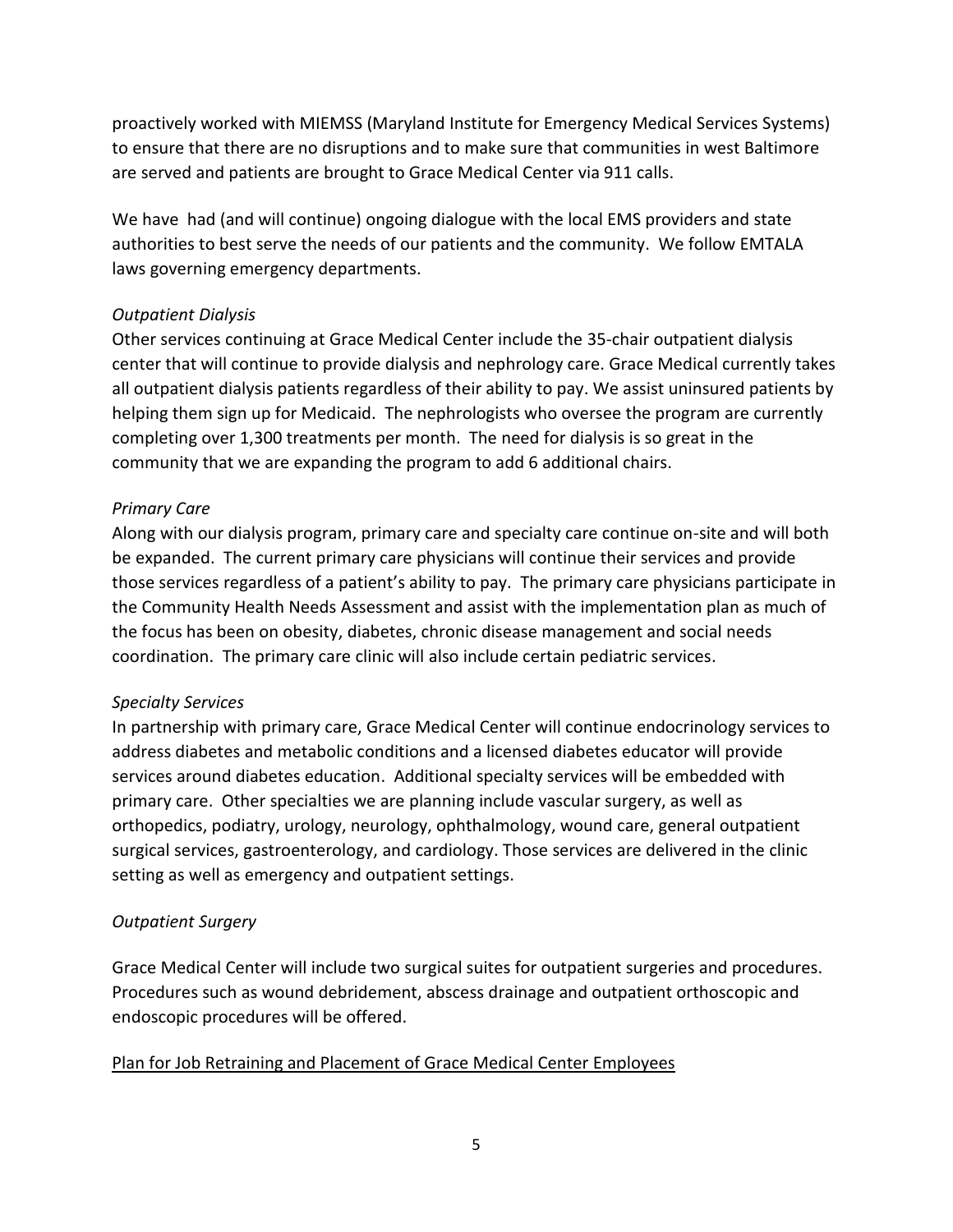proactively worked with MIEMSS (Maryland Institute for Emergency Medical Services Systems) to ensure that there are no disruptions and to make sure that communities in west Baltimore are served and patients are brought to Grace Medical Center via 911 calls.

We have had (and will continue) ongoing dialogue with the local EMS providers and state authorities to best serve the needs of our patients and the community. We follow EMTALA laws governing emergency departments.

*Outpatient Dialysis*

Other services continuing at Grace Medical Center include the 35-chair outpatient dialysis center that will continue to provide dialysis and nephrology care. Grace Medical currently takes all outpatient dialysis patients regardless of their ability to pay. We assist uninsured patients by helping them sign up for Medicaid. The nephrologists who oversee the program are currently completing over 1,300 treatments per month. The need for dialysis is so great in the community that we are expanding the program to add 6 additional chairs.

*Primary Care*

Along with our dialysis program, primary care and specialty care continue on-site and will both be expanded. The current primary care physicians will continue their services and provide those services regardless of a patient's ability to pay. The primary care physicians participate in the Community Health Needs Assessment and assist with the implementation plan as much of the focus has been on obesity, diabetes, chronic disease management and social needs coordination. The primary care clinic will also include certain pediatric services.

*Specialty Services*

In partnership with primary care, Grace Medical Center will continue endocrinology services to address diabetes and metabolic conditions and a licensed diabetes educator will provide services around diabetes education. Additional specialty services will be embedded with primary care. Other specialties we are planning include vascular surgery, as well as orthopedics, podiatry, urology, neurology, ophthalmology, wound care, general outpatient surgical services, gastroenterology, and cardiology. Those services are delivered in the clinic setting as well as emergency and outpatient settings.

*Outpatient Surgery*

Grace Medical Center will include two surgical suites for outpatient surgeries and procedures. Procedures such as wound debridement, abscess drainage and outpatient orthoscopic and endoscopic procedures will be offered.

<u>Plan for Job Retraining and Placement of Grace Medical Center Employees</u>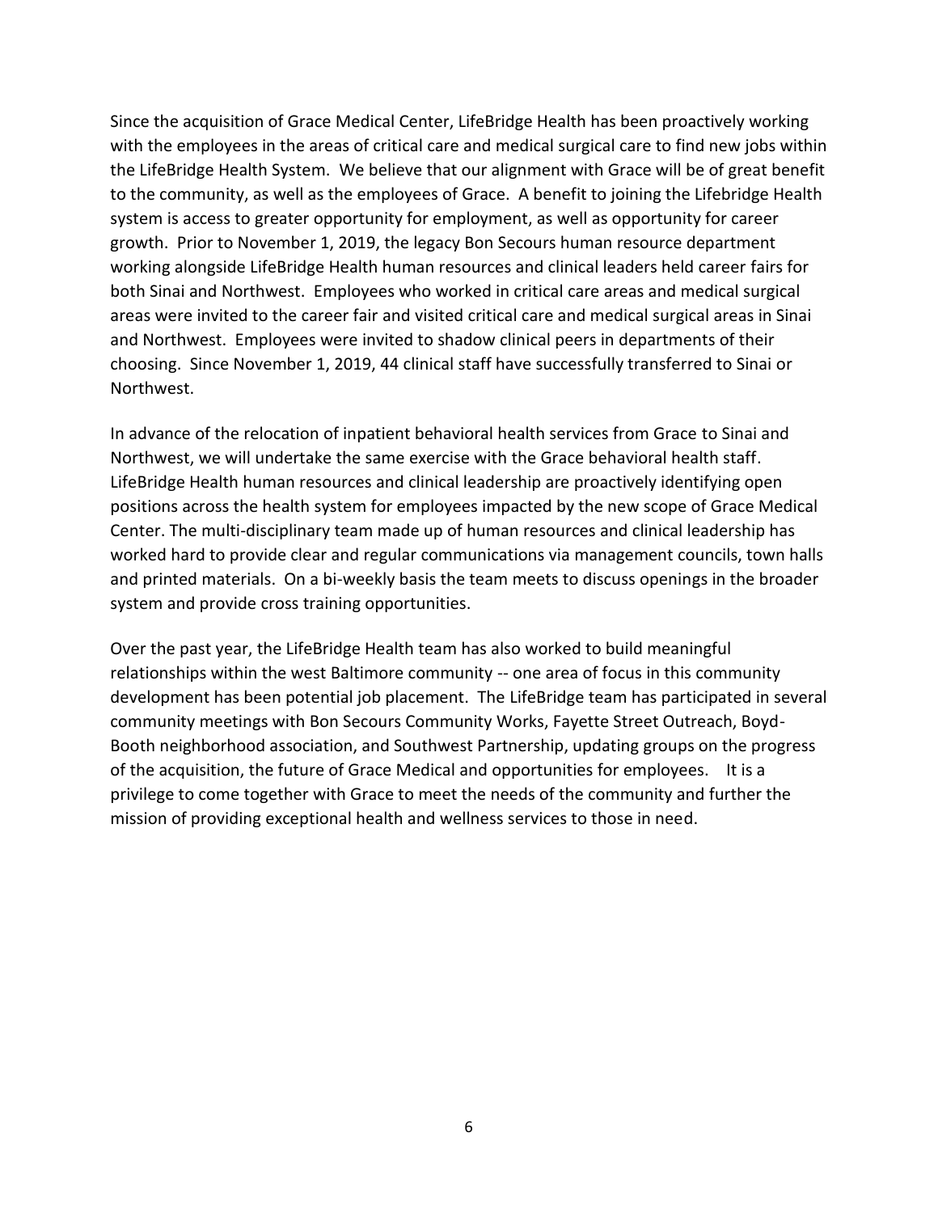Since the acquisition of Grace Medical Center, LifeBridge Health has been proactively working with the employees in the areas of critical care and medical surgical care to find new jobs within the LifeBridge Health System. We believe that our alignment with Grace will be of great benefit to the community, as well as the employees of Grace. A benefit to joining the Lifebridge Health system is access to greater opportunity for employment, as well as opportunity for career growth. Prior to November 1, 2019, the legacy Bon Secours human resource department working alongside LifeBridge Health human resources and clinical leaders held career fairs for both Sinai and Northwest. Employees who worked in critical care areas and medical surgical areas were invited to the career fair and visited critical care and medical surgical areas in Sinai and Northwest. Employees were invited to shadow clinical peers in departments of their choosing. Since November 1, 2019, 44 clinical staff have successfully transferred to Sinai or Northwest.

In advance of the relocation of inpatient behavioral health services from Grace to Sinai and Northwest, we will undertake the same exercise with the Grace behavioral health staff. LifeBridge Health human resources and clinical leadership are proactively identifying open positions across the health system for employees impacted by the new scope of Grace Medical Center. The multi-disciplinary team made up of human resources and clinical leadership has worked hard to provide clear and regular communications via management councils, town halls and printed materials. On a bi-weekly basis the team meets to discuss openings in the broader system and provide cross training opportunities.

Over the past year, the LifeBridge Health team has also worked to build meaningful relationships within the west Baltimore community -- one area of focus in this community development has been potential job placement. The LifeBridge team has participated in several community meetings with Bon Secours Community Works, Fayette Street Outreach, Boyd-Booth neighborhood association, and Southwest Partnership, updating groups on the progress of the acquisition, the future of Grace Medical and opportunities for employees. It is a privilege to come together with Grace to meet the needs of the community and further the mission of providing exceptional health and wellness services to those in need.